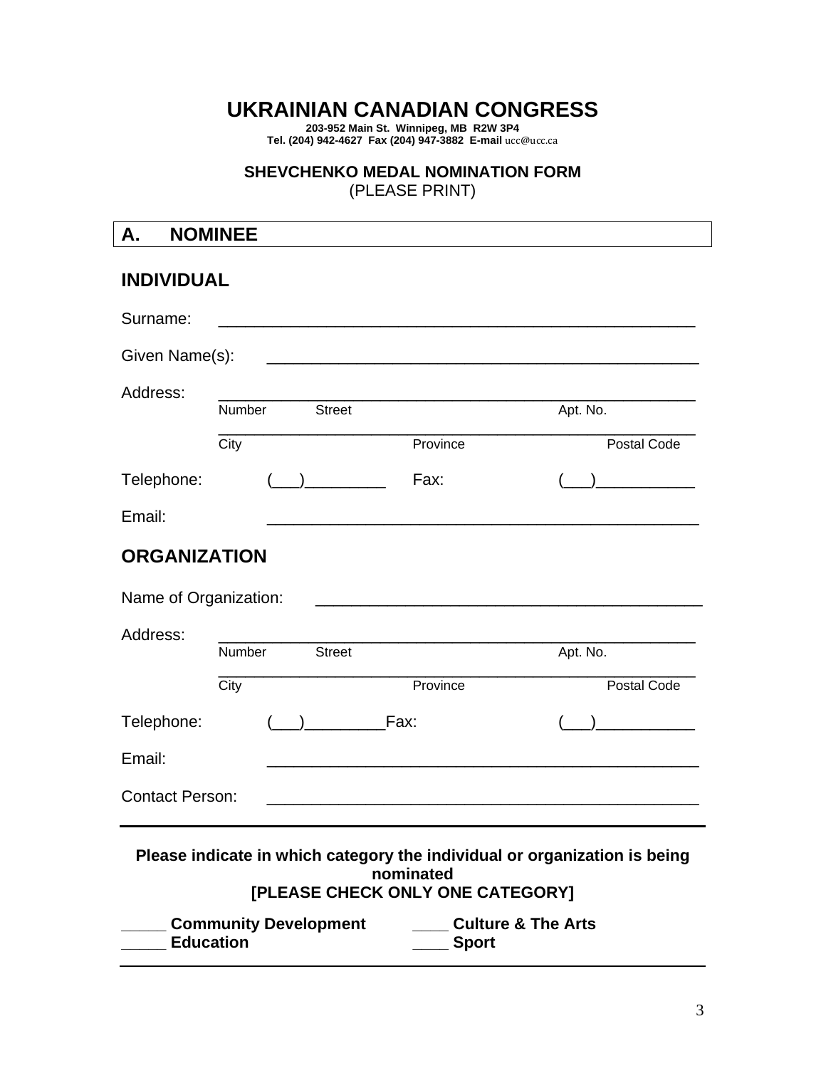# UKRAINIAN CANADIAN CONGRESS

**203-952 Main St. Winnipeg, MB R2W 3P4**
**Tel. (204) 942-4627 Fax (204) 947-3882 E-mail** ucc@ucc.ca

**SHEVCHENKO MEDAL NOMINATION FORM**
(PLEASE PRINT)

## A. NOMINEE

## INDIVIDUAL

Surname: ____________________________________________________

Given Name(s): ______________________________________________

Address: ____________________________________________________
Number Street Apt. No.

____________________________________________________
City Province Postal Code

Telephone: (___)_________ Fax: (___)___________

Email: ______________________________________________

## ORGANIZATION

Name of Organization: ________________________________________

Address: ____________________________________________________
Number Street Apt. No.

____________________________________________________
City Province Postal Code

Telephone: (___)_________Fax: (___)___________

Email: ______________________________________________

Contact Person: ______________________________________________

**Please indicate in which category the individual or organization is being nominated**
**[PLEASE CHECK ONLY ONE CATEGORY]**

_____ **Community Development** ____ **Culture & The Arts**
_____ **Education** ____ **Sport**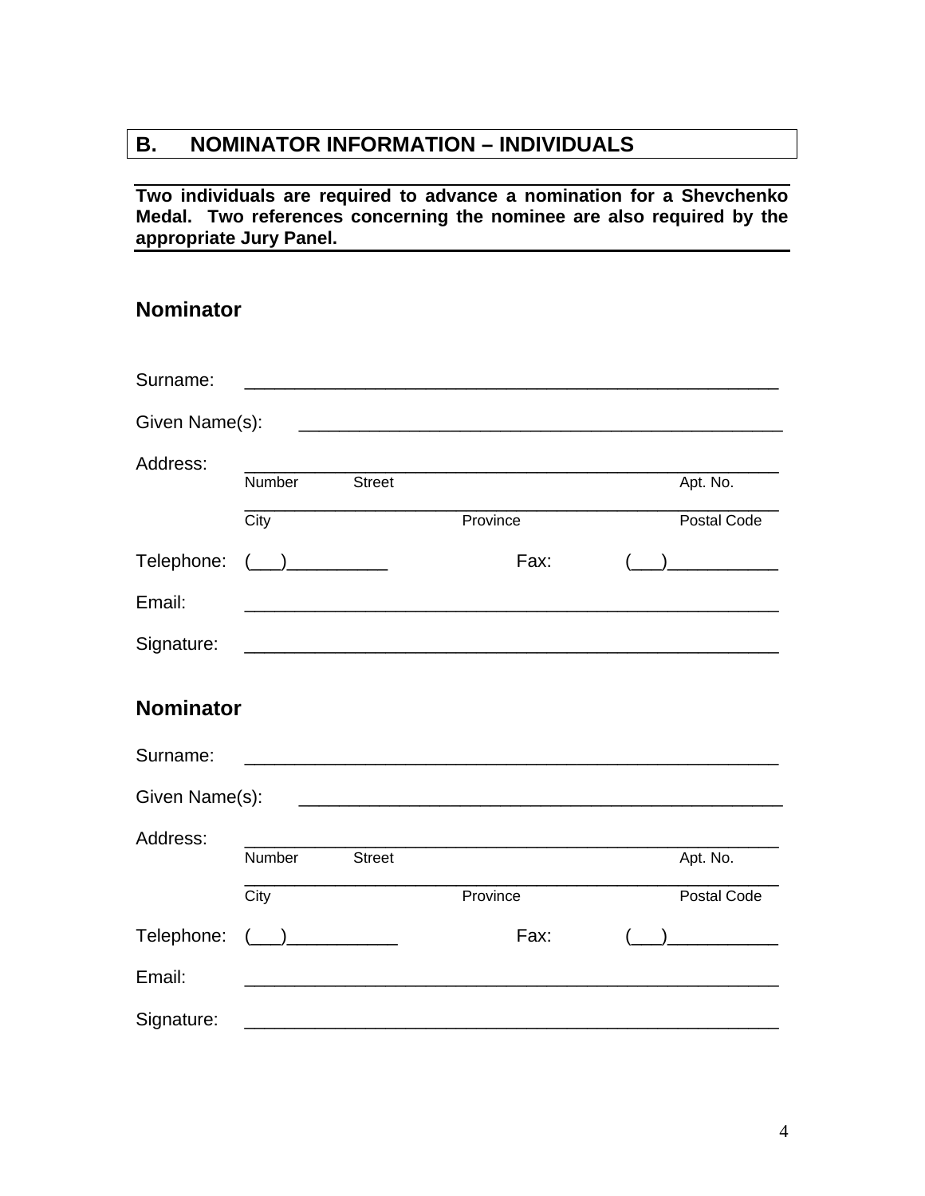## B. NOMINATOR INFORMATION – INDIVIDUALS

**Two individuals are required to advance a nomination for a Shevchenko Medal. Two references concerning the nominee are also required by the appropriate Jury Panel.**

### Nominator

Surname: ______________________________________________________

Given Name(s): ________________________________________________

Address: ______________________________________________________
Number    Street    Apt. No.

______________________________________________________
City    Province    Postal Code

Telephone: (___)__________    Fax: (___)___________

Email: ______________________________________________________

Signature: ______________________________________________________

### Nominator

Surname: ______________________________________________________

Given Name(s): ________________________________________________

Address: ______________________________________________________
Number    Street    Apt. No.

______________________________________________________
City    Province    Postal Code

Telephone: (___)___________    Fax: (___)___________

Email: ______________________________________________________

Signature: ______________________________________________________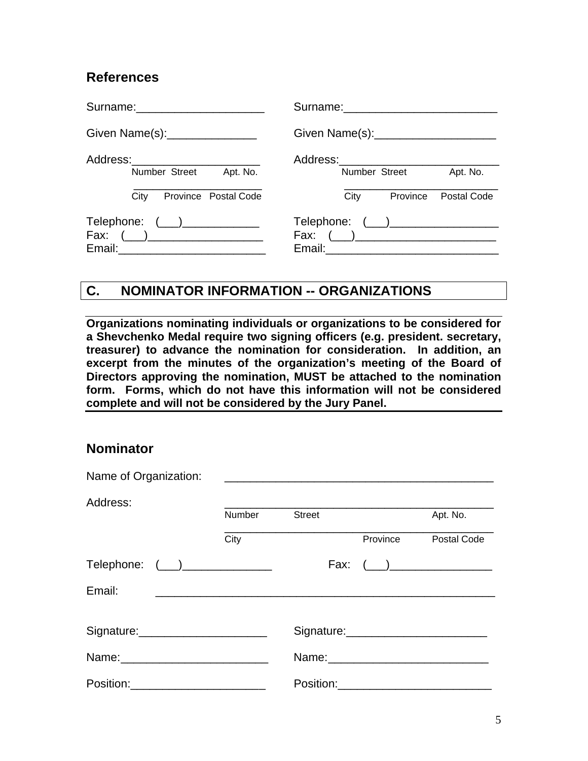## References

Surname:____________________

Given Name(s):______________

Address:____________________
Number Street Apt. No.
____________________
City Province Postal Code

Telephone: (___)____________
Fax: (___)__________________
Email:_______________________

Surname:________________________

Given Name(s):___________________

Address:________________________
Number Street Apt. No.
________________________
City Province Postal Code

Telephone: (___)_________________
Fax: (___)______________________
Email:__________________________

## C. NOMINATOR INFORMATION -- ORGANIZATIONS

**Organizations nominating individuals or organizations to be considered for a Shevchenko Medal require two signing officers (e.g. president. secretary, treasurer) to advance the nomination for consideration. In addition, an excerpt from the minutes of the organization's meeting of the Board of Directors approving the nomination, MUST be attached to the nomination form. Forms, which do not have this information will not be considered complete and will not be considered by the Jury Panel.**

### Nominator

Name of Organization: __________________________________________

Address: __________________________________________
Number Street Apt. No.
__________________________________________
City Province Postal Code

Telephone: (___)______________ Fax: (___)________________

Email: ______________________________________________________

Signature:____________________

Name:_______________________

Position:_____________________

Signature:______________________

Name:_________________________

Position:________________________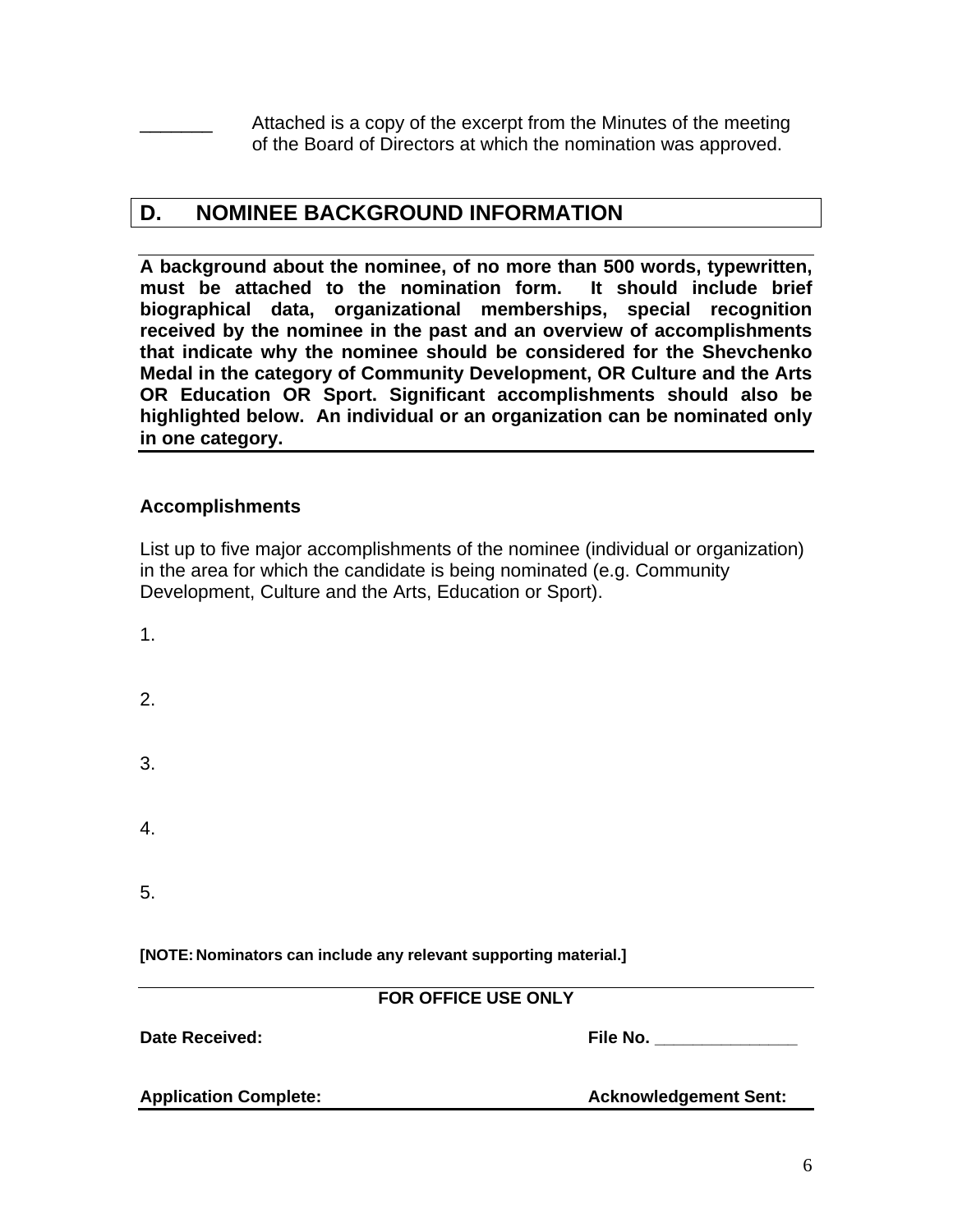_______ Attached is a copy of the excerpt from the Minutes of the meeting of the Board of Directors at which the nomination was approved.

## D. NOMINEE BACKGROUND INFORMATION

**A background about the nominee, of no more than 500 words, typewritten, must be attached to the nomination form. It should include brief biographical data, organizational memberships, special recognition received by the nominee in the past and an overview of accomplishments that indicate why the nominee should be considered for the Shevchenko Medal in the category of Community Development, OR Culture and the Arts OR Education OR Sport. Significant accomplishments should also be highlighted below. An individual or an organization can be nominated only in one category.**

### Accomplishments

List up to five major accomplishments of the nominee (individual or organization) in the area for which the candidate is being nominated (e.g. Community Development, Culture and the Arts, Education or Sport).

1.

2.

3.

4.

5.

**[NOTE: Nominators can include any relevant supporting material.]**

**FOR OFFICE USE ONLY**

**Date Received:** **File No.** _______________

**Application Complete:** **Acknowledgement Sent:**